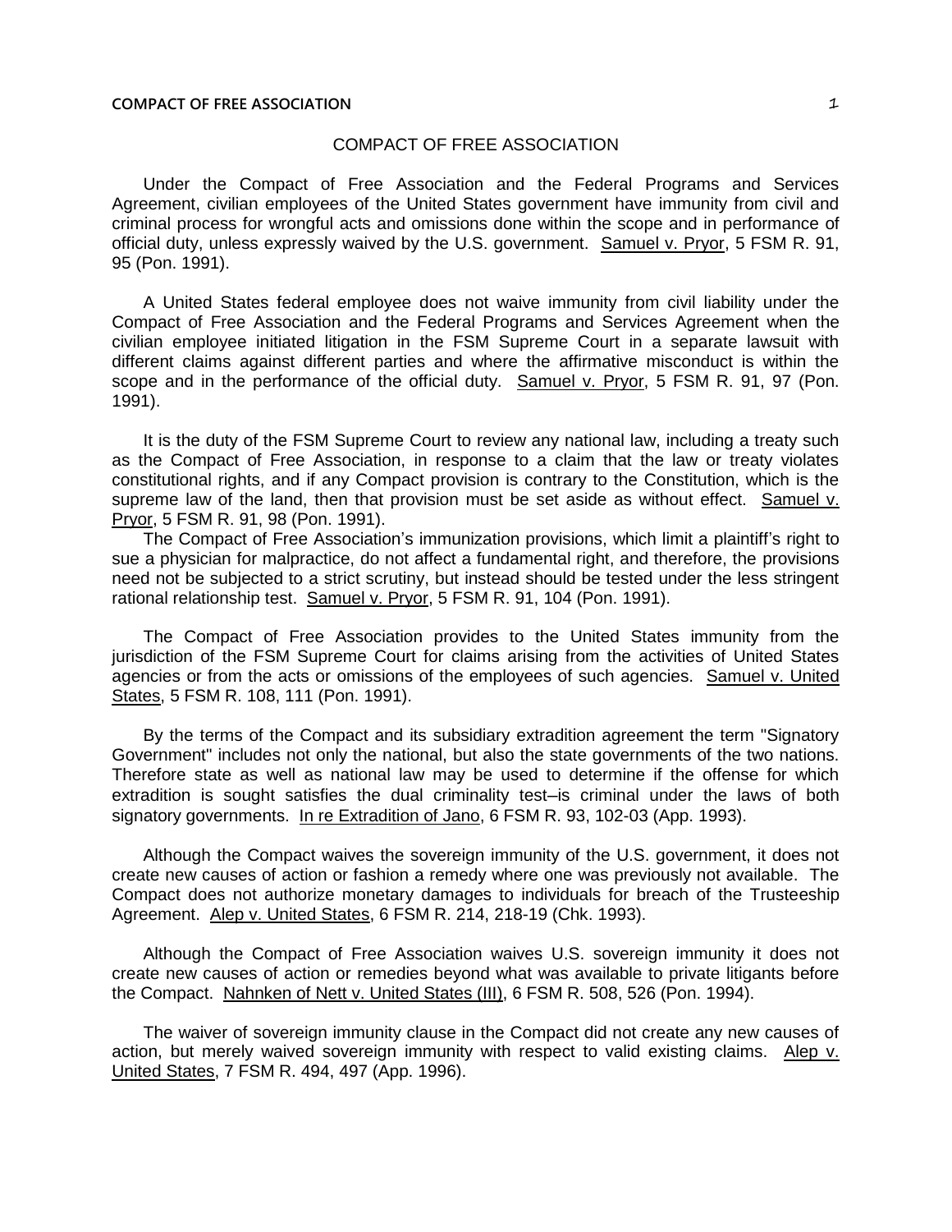# COMPACT OF FREE ASSOCIATION

Under the Compact of Free Association and the Federal Programs and Services Agreement, civilian employees of the United States government have immunity from civil and criminal process for wrongful acts and omissions done within the scope and in performance of official duty, unless expressly waived by the U.S. government. Samuel v. Pryor, 5 FSM R. 91, 95 (Pon. 1991).

A United States federal employee does not waive immunity from civil liability under the Compact of Free Association and the Federal Programs and Services Agreement when the civilian employee initiated litigation in the FSM Supreme Court in a separate lawsuit with different claims against different parties and where the affirmative misconduct is within the scope and in the performance of the official duty. Samuel v. Pryor, 5 FSM R. 91, 97 (Pon. 1991).

It is the duty of the FSM Supreme Court to review any national law, including a treaty such as the Compact of Free Association, in response to a claim that the law or treaty violates constitutional rights, and if any Compact provision is contrary to the Constitution, which is the supreme law of the land, then that provision must be set aside as without effect. Samuel v. Pryor, 5 FSM R. 91, 98 (Pon. 1991).

The Compact of Free Association's immunization provisions, which limit a plaintiff's right to sue a physician for malpractice, do not affect a fundamental right, and therefore, the provisions need not be subjected to a strict scrutiny, but instead should be tested under the less stringent rational relationship test. Samuel v. Pryor, 5 FSM R. 91, 104 (Pon. 1991).

The Compact of Free Association provides to the United States immunity from the jurisdiction of the FSM Supreme Court for claims arising from the activities of United States agencies or from the acts or omissions of the employees of such agencies. Samuel v. United States, 5 FSM R. 108, 111 (Pon. 1991).

By the terms of the Compact and its subsidiary extradition agreement the term "Signatory Government" includes not only the national, but also the state governments of the two nations. Therefore state as well as national law may be used to determine if the offense for which extradition is sought satisfies the dual criminality test–is criminal under the laws of both signatory governments. In re Extradition of Jano, 6 FSM R. 93, 102-03 (App. 1993).

Although the Compact waives the sovereign immunity of the U.S. government, it does not create new causes of action or fashion a remedy where one was previously not available. The Compact does not authorize monetary damages to individuals for breach of the Trusteeship Agreement. Alep v. United States, 6 FSM R. 214, 218-19 (Chk. 1993).

Although the Compact of Free Association waives U.S. sovereign immunity it does not create new causes of action or remedies beyond what was available to private litigants before the Compact. Nahnken of Nett v. United States (III), 6 FSM R. 508, 526 (Pon. 1994).

The waiver of sovereign immunity clause in the Compact did not create any new causes of action, but merely waived sovereign immunity with respect to valid existing claims. Alep v. United States, 7 FSM R. 494, 497 (App. 1996).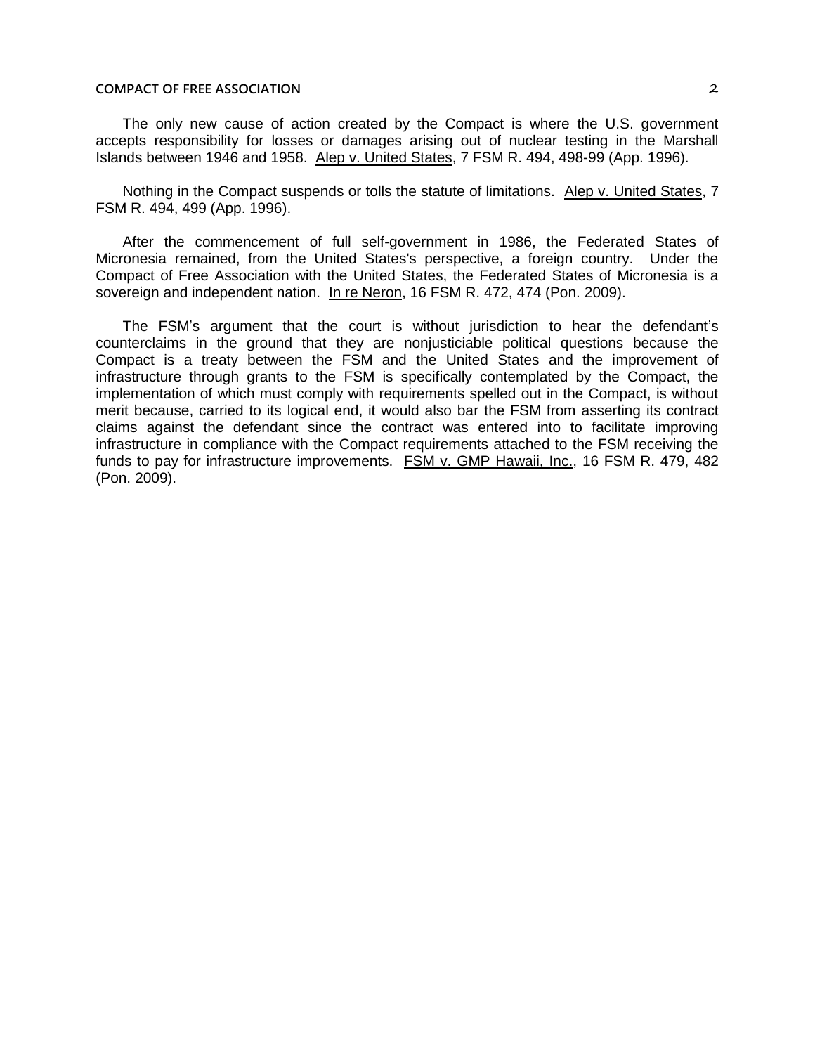The only new cause of action created by the Compact is where the U.S. government accepts responsibility for losses or damages arising out of nuclear testing in the Marshall Islands between 1946 and 1958. Alep v. United States, 7 FSM R. 494, 498-99 (App. 1996).

Nothing in the Compact suspends or tolls the statute of limitations. Alep v. United States, 7 FSM R. 494, 499 (App. 1996).

After the commencement of full self-government in 1986, the Federated States of Micronesia remained, from the United States's perspective, a foreign country. Under the Compact of Free Association with the United States, the Federated States of Micronesia is a sovereign and independent nation. In re Neron, 16 FSM R. 472, 474 (Pon. 2009).

The FSM's argument that the court is without jurisdiction to hear the defendant's counterclaims in the ground that they are nonjusticiable political questions because the Compact is a treaty between the FSM and the United States and the improvement of infrastructure through grants to the FSM is specifically contemplated by the Compact, the implementation of which must comply with requirements spelled out in the Compact, is without merit because, carried to its logical end, it would also bar the FSM from asserting its contract claims against the defendant since the contract was entered into to facilitate improving infrastructure in compliance with the Compact requirements attached to the FSM receiving the funds to pay for infrastructure improvements. FSM v. GMP Hawaii, Inc., 16 FSM R. 479, 482 (Pon. 2009).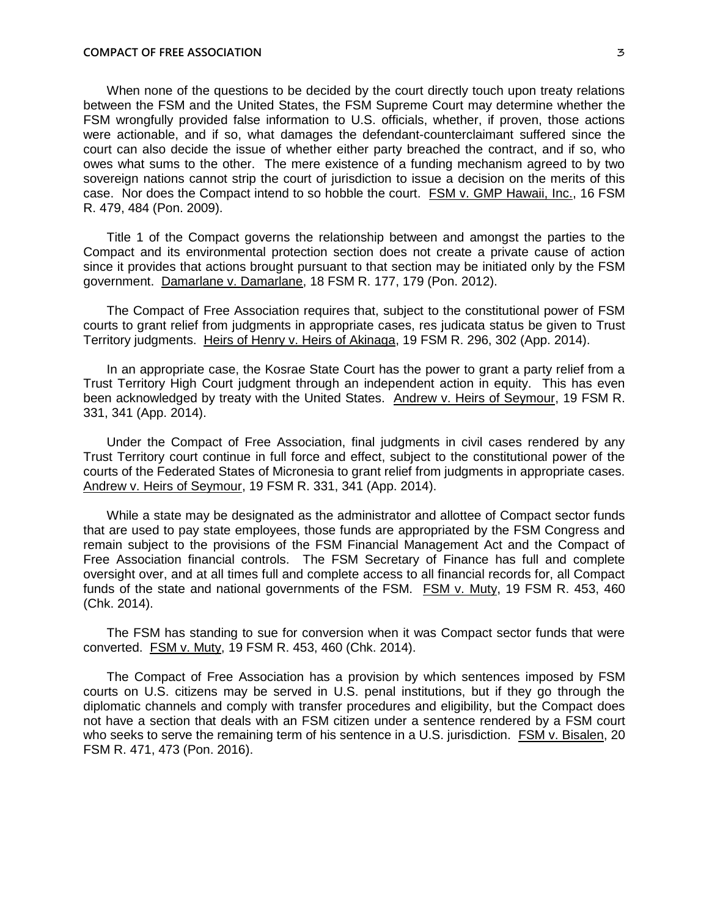When none of the questions to be decided by the court directly touch upon treaty relations between the FSM and the United States, the FSM Supreme Court may determine whether the FSM wrongfully provided false information to U.S. officials, whether, if proven, those actions were actionable, and if so, what damages the defendant-counterclaimant suffered since the court can also decide the issue of whether either party breached the contract, and if so, who owes what sums to the other. The mere existence of a funding mechanism agreed to by two sovereign nations cannot strip the court of jurisdiction to issue a decision on the merits of this case. Nor does the Compact intend to so hobble the court. FSM v. GMP Hawaii, Inc., 16 FSM R. 479, 484 (Pon. 2009).

Title 1 of the Compact governs the relationship between and amongst the parties to the Compact and its environmental protection section does not create a private cause of action since it provides that actions brought pursuant to that section may be initiated only by the FSM government. Damarlane v. Damarlane, 18 FSM R. 177, 179 (Pon. 2012).

The Compact of Free Association requires that, subject to the constitutional power of FSM courts to grant relief from judgments in appropriate cases, res judicata status be given to Trust Territory judgments. Heirs of Henry v. Heirs of Akinaga, 19 FSM R. 296, 302 (App. 2014).

In an appropriate case, the Kosrae State Court has the power to grant a party relief from a Trust Territory High Court judgment through an independent action in equity. This has even been acknowledged by treaty with the United States. Andrew v. Heirs of Seymour, 19 FSM R. 331, 341 (App. 2014).

Under the Compact of Free Association, final judgments in civil cases rendered by any Trust Territory court continue in full force and effect, subject to the constitutional power of the courts of the Federated States of Micronesia to grant relief from judgments in appropriate cases. Andrew v. Heirs of Seymour, 19 FSM R. 331, 341 (App. 2014).

While a state may be designated as the administrator and allottee of Compact sector funds that are used to pay state employees, those funds are appropriated by the FSM Congress and remain subject to the provisions of the FSM Financial Management Act and the Compact of Free Association financial controls. The FSM Secretary of Finance has full and complete oversight over, and at all times full and complete access to all financial records for, all Compact funds of the state and national governments of the FSM. FSM v. Muty, 19 FSM R. 453, 460 (Chk. 2014).

The FSM has standing to sue for conversion when it was Compact sector funds that were converted. FSM v. Muty, 19 FSM R. 453, 460 (Chk. 2014).

The Compact of Free Association has a provision by which sentences imposed by FSM courts on U.S. citizens may be served in U.S. penal institutions, but if they go through the diplomatic channels and comply with transfer procedures and eligibility, but the Compact does not have a section that deals with an FSM citizen under a sentence rendered by a FSM court who seeks to serve the remaining term of his sentence in a U.S. jurisdiction. FSM v. Bisalen, 20 FSM R. 471, 473 (Pon. 2016).